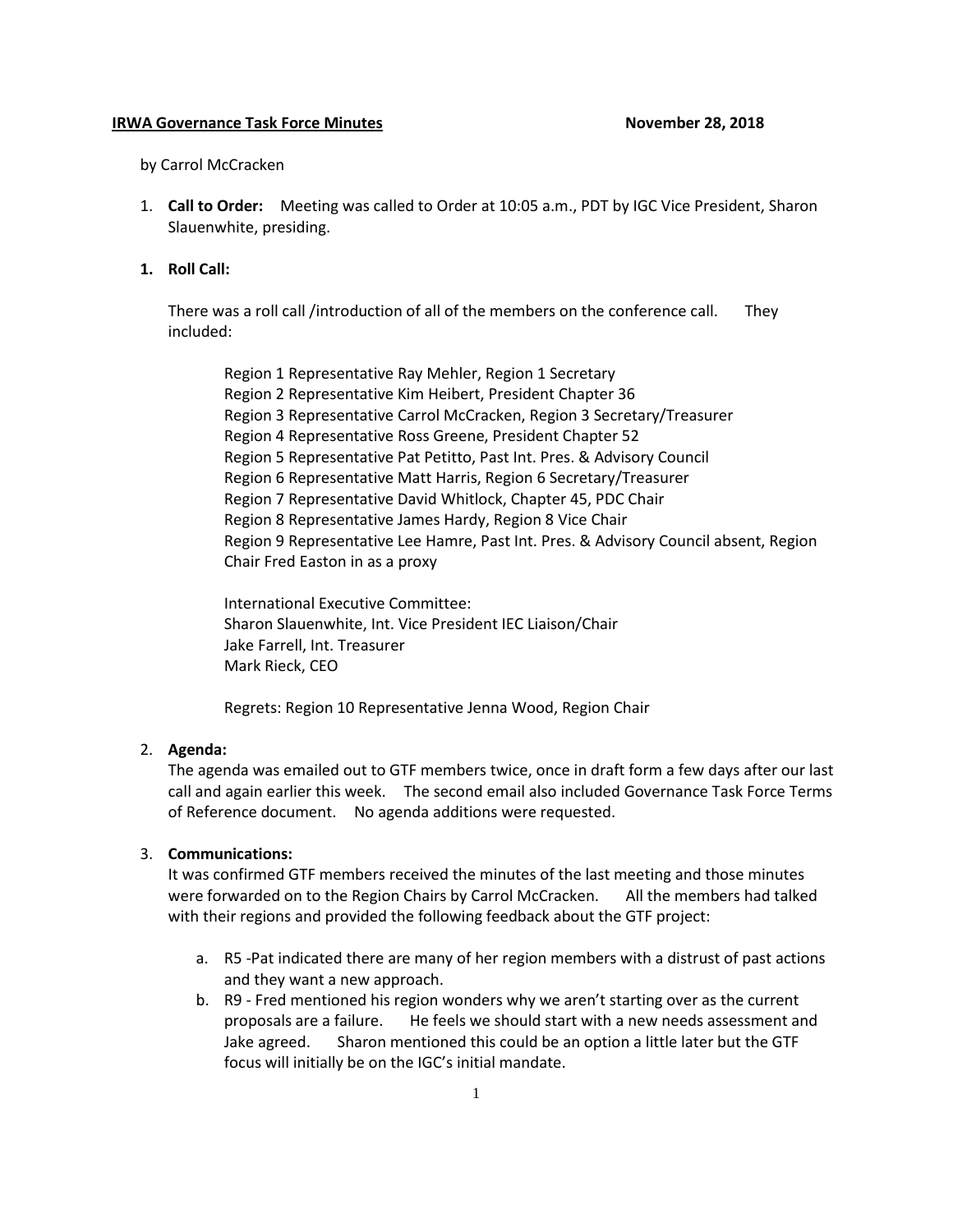**IRWA Governance Task Force Minutes** **November 28, 2018**

by Carrol McCracken

1. **Call to Order:** Meeting was called to Order at 10:05 a.m., PDT by IGC Vice President, Sharon Slauenwhite, presiding.

1. **Roll Call:**

   There was a roll call /introduction of all of the members on the conference call. They included:

   Region 1 Representative Ray Mehler, Region 1 Secretary
   Region 2 Representative Kim Heibert, President Chapter 36
   Region 3 Representative Carrol McCracken, Region 3 Secretary/Treasurer
   Region 4 Representative Ross Greene, President Chapter 52
   Region 5 Representative Pat Petitto, Past Int. Pres. & Advisory Council
   Region 6 Representative Matt Harris, Region 6 Secretary/Treasurer
   Region 7 Representative David Whitlock, Chapter 45, PDC Chair
   Region 8 Representative James Hardy, Region 8 Vice Chair
   Region 9 Representative Lee Hamre, Past Int. Pres. & Advisory Council absent, Region Chair Fred Easton in as a proxy

   International Executive Committee:
   Sharon Slauenwhite, Int. Vice President IEC Liaison/Chair
   Jake Farrell, Int. Treasurer
   Mark Rieck, CEO

   Regrets: Region 10 Representative Jenna Wood, Region Chair

2. **Agenda:**
   The agenda was emailed out to GTF members twice, once in draft form a few days after our last call and again earlier this week. The second email also included Governance Task Force Terms of Reference document. No agenda additions were requested.

3. **Communications:**
   It was confirmed GTF members received the minutes of the last meeting and those minutes were forwarded on to the Region Chairs by Carrol McCracken. All the members had talked with their regions and provided the following feedback about the GTF project:

   a. R5 -Pat indicated there are many of her region members with a distrust of past actions and they want a new approach.
   b. R9 - Fred mentioned his region wonders why we aren't starting over as the current proposals are a failure. He feels we should start with a new needs assessment and Jake agreed. Sharon mentioned this could be an option a little later but the GTF focus will initially be on the IGC's initial mandate.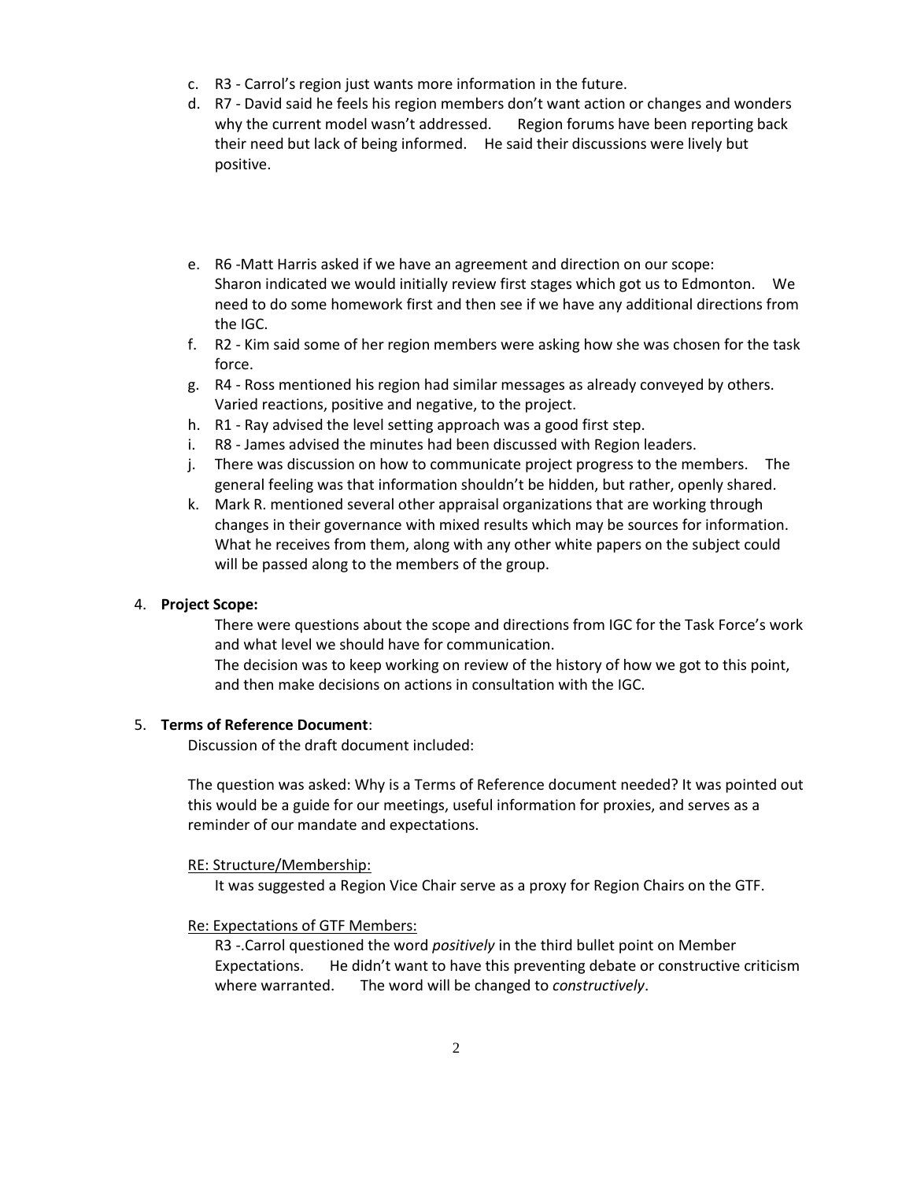c. R3 - Carrol's region just wants more information in the future.
d. R7 - David said he feels his region members don't want action or changes and wonders why the current model wasn't addressed. Region forums have been reporting back their need but lack of being informed. He said their discussions were lively but positive.

e. R6 -Matt Harris asked if we have an agreement and direction on our scope: Sharon indicated we would initially review first stages which got us to Edmonton. We need to do some homework first and then see if we have any additional directions from the IGC.
f. R2 - Kim said some of her region members were asking how she was chosen for the task force.
g. R4 - Ross mentioned his region had similar messages as already conveyed by others. Varied reactions, positive and negative, to the project.
h. R1 - Ray advised the level setting approach was a good first step.
i. R8 - James advised the minutes had been discussed with Region leaders.
j. There was discussion on how to communicate project progress to the members. The general feeling was that information shouldn't be hidden, but rather, openly shared.
k. Mark R. mentioned several other appraisal organizations that are working through changes in their governance with mixed results which may be sources for information. What he receives from them, along with any other white papers on the subject could will be passed along to the members of the group.

4. **Project Scope:**

   There were questions about the scope and directions from IGC for the Task Force's work and what level we should have for communication.

   The decision was to keep working on review of the history of how we got to this point, and then make decisions on actions in consultation with the IGC.

5. **Terms of Reference Document**:

   Discussion of the draft document included:

   The question was asked: Why is a Terms of Reference document needed? It was pointed out this would be a guide for our meetings, useful information for proxies, and serves as a reminder of our mandate and expectations.

   RE: Structure/Membership:

   It was suggested a Region Vice Chair serve as a proxy for Region Chairs on the GTF.

   Re: Expectations of GTF Members:

   R3 -.Carrol questioned the word *positively* in the third bullet point on Member Expectations. He didn't want to have this preventing debate or constructive criticism where warranted. The word will be changed to *constructively*.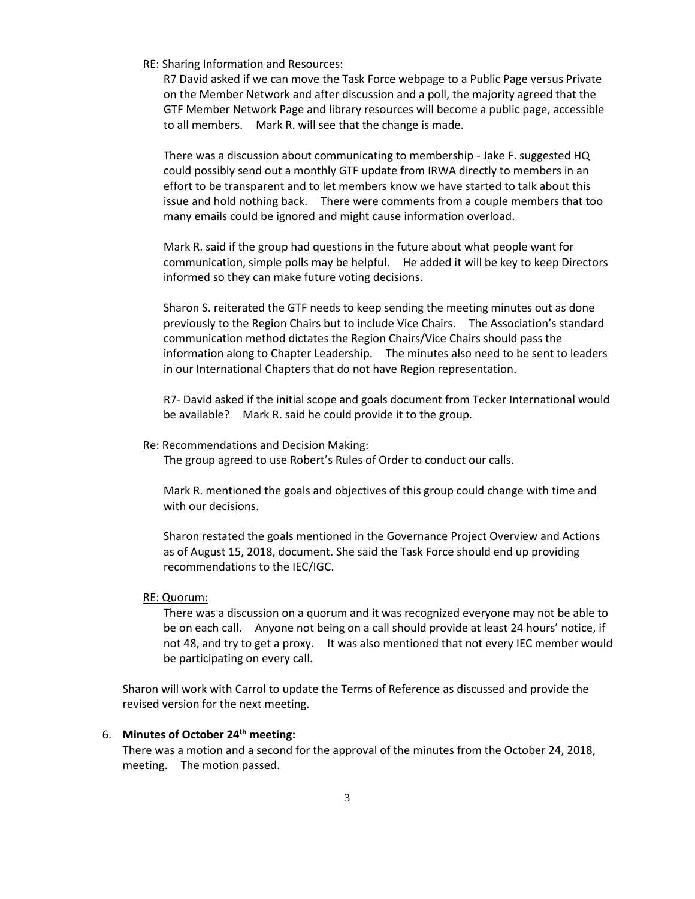RE: Sharing Information and Resources:

R7 David asked if we can move the Task Force webpage to a Public Page versus Private on the Member Network and after discussion and a poll, the majority agreed that the GTF Member Network Page and library resources will become a public page, accessible to all members. Mark R. will see that the change is made.

There was a discussion about communicating to membership - Jake F. suggested HQ could possibly send out a monthly GTF update from IRWA directly to members in an effort to be transparent and to let members know we have started to talk about this issue and hold nothing back. There were comments from a couple members that too many emails could be ignored and might cause information overload.

Mark R. said if the group had questions in the future about what people want for communication, simple polls may be helpful. He added it will be key to keep Directors informed so they can make future voting decisions.

Sharon S. reiterated the GTF needs to keep sending the meeting minutes out as done previously to the Region Chairs but to include Vice Chairs. The Association's standard communication method dictates the Region Chairs/Vice Chairs should pass the information along to Chapter Leadership. The minutes also need to be sent to leaders in our International Chapters that do not have Region representation.

R7- David asked if the initial scope and goals document from Tecker International would be available? Mark R. said he could provide it to the group.

Re: Recommendations and Decision Making:

The group agreed to use Robert's Rules of Order to conduct our calls.

Mark R. mentioned the goals and objectives of this group could change with time and with our decisions.

Sharon restated the goals mentioned in the Governance Project Overview and Actions as of August 15, 2018, document. She said the Task Force should end up providing recommendations to the IEC/IGC.

RE: Quorum:

There was a discussion on a quorum and it was recognized everyone may not be able to be on each call. Anyone not being on a call should provide at least 24 hours' notice, if not 48, and try to get a proxy. It was also mentioned that not every IEC member would be participating on every call.

Sharon will work with Carrol to update the Terms of Reference as discussed and provide the revised version for the next meeting.

6. **Minutes of October 24th meeting:**
   There was a motion and a second for the approval of the minutes from the October 24, 2018, meeting. The motion passed.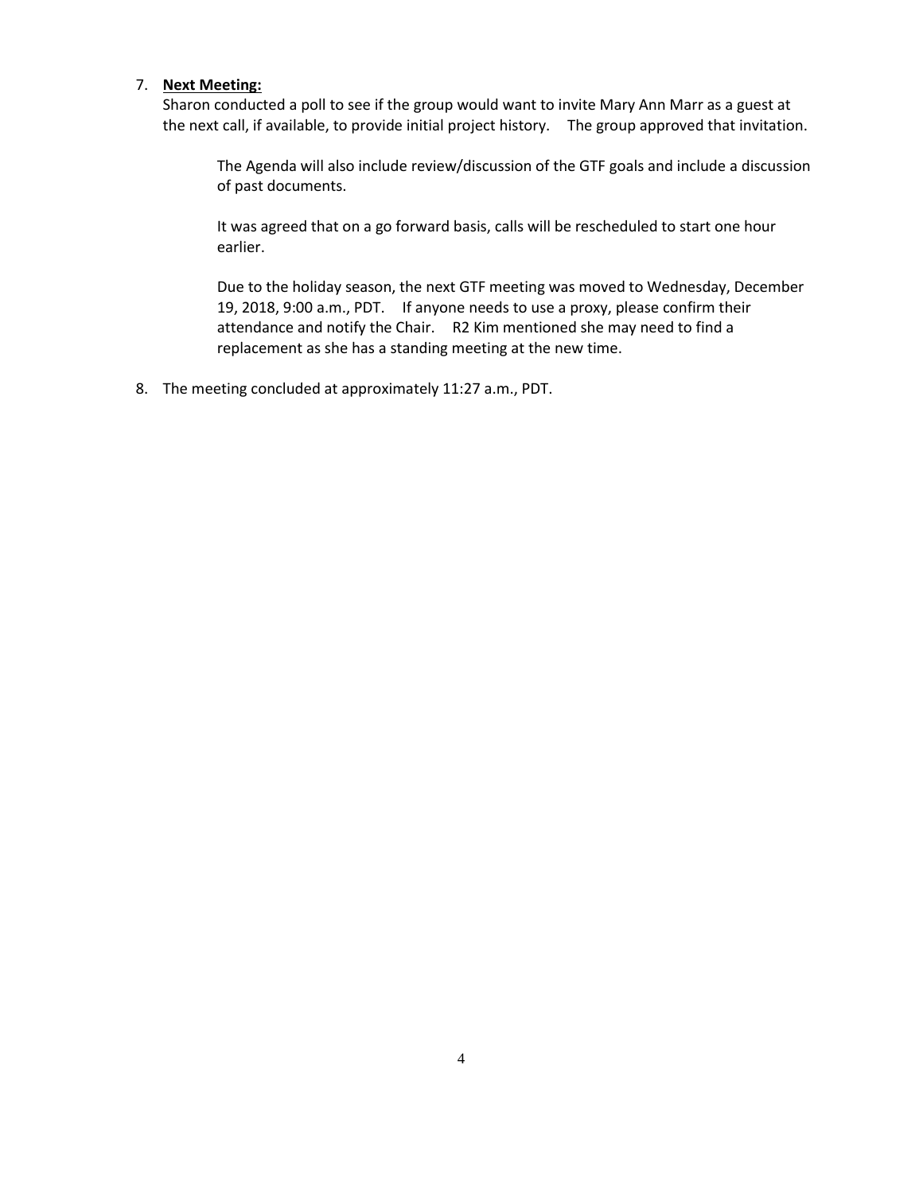7. **Next Meeting:**
   Sharon conducted a poll to see if the group would want to invite Mary Ann Marr as a guest at the next call, if available, to provide initial project history. The group approved that invitation.

   The Agenda will also include review/discussion of the GTF goals and include a discussion of past documents.

   It was agreed that on a go forward basis, calls will be rescheduled to start one hour earlier.

   Due to the holiday season, the next GTF meeting was moved to Wednesday, December 19, 2018, 9:00 a.m., PDT. If anyone needs to use a proxy, please confirm their attendance and notify the Chair. R2 Kim mentioned she may need to find a replacement as she has a standing meeting at the new time.

8. The meeting concluded at approximately 11:27 a.m., PDT.